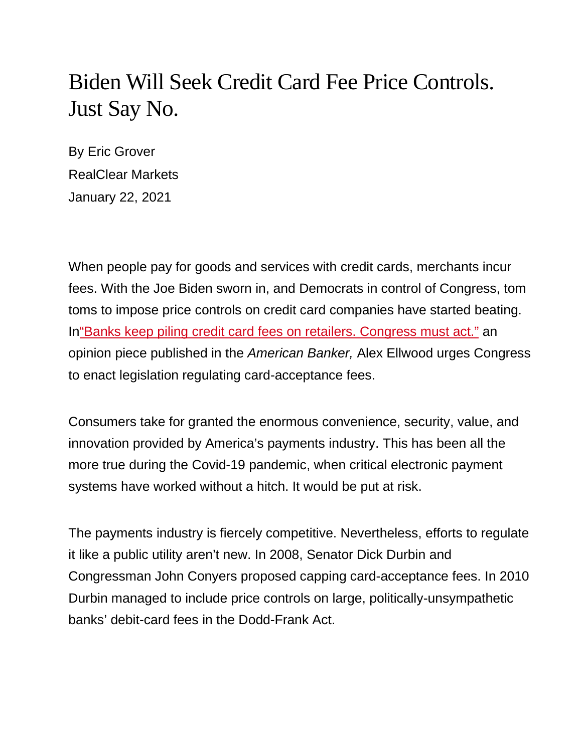# Biden Will Seek Credit Card Fee Price Controls. Just Say No.

By Eric Grover

RealClear Markets

January 22, 2021

When people pay for goods and services with credit cards, merchants incur fees. With the Joe Biden sworn in, and Democrats in control of Congress, tom toms to impose price controls on credit card companies have started beating. In"Banks keep piling credit card fees on retailers. Congress must act." an opinion piece published in the *American Banker,* Alex Ellwood urges Congress to enact legislation regulating card-acceptance fees.

Consumers take for granted the enormous convenience, security, value, and innovation provided by America's payments industry. This has been all the more true during the Covid-19 pandemic, when critical electronic payment systems have worked without a hitch. It would be put at risk.

The payments industry is fiercely competitive. Nevertheless, efforts to regulate it like a public utility aren't new. In 2008, Senator Dick Durbin and Congressman John Conyers proposed capping card-acceptance fees. In 2010 Durbin managed to include price controls on large, politically-unsympathetic banks' debit-card fees in the Dodd-Frank Act.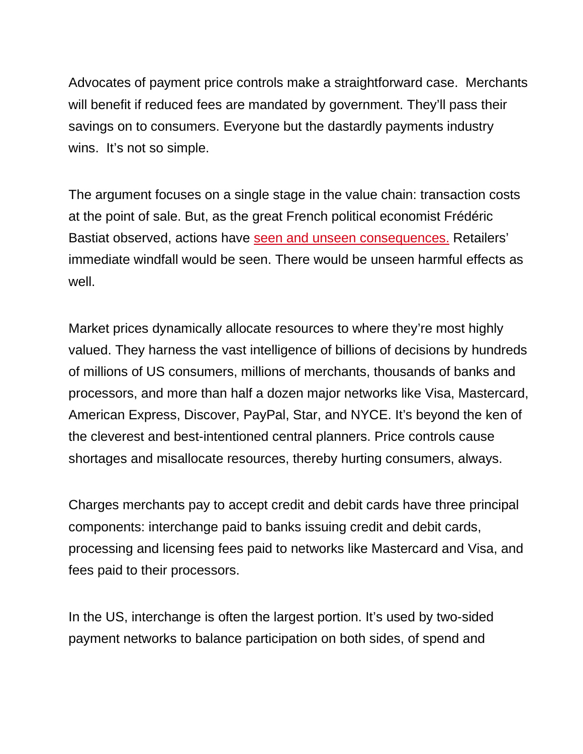Advocates of payment price controls make a straightforward case. Merchants will benefit if reduced fees are mandated by government. They'll pass their savings on to consumers. Everyone but the dastardly payments industry wins. It's not so simple.

The argument focuses on a single stage in the value chain: transaction costs at the point of sale. But, as the great French political economist Frédéric Bastiat observed, actions have seen and unseen consequences. Retailers' immediate windfall would be seen. There would be unseen harmful effects as well.

Market prices dynamically allocate resources to where they're most highly valued. They harness the vast intelligence of billions of decisions by hundreds of millions of US consumers, millions of merchants, thousands of banks and processors, and more than half a dozen major networks like Visa, Mastercard, American Express, Discover, PayPal, Star, and NYCE. It's beyond the ken of the cleverest and best-intentioned central planners. Price controls cause shortages and misallocate resources, thereby hurting consumers, always.

Charges merchants pay to accept credit and debit cards have three principal components: interchange paid to banks issuing credit and debit cards, processing and licensing fees paid to networks like Mastercard and Visa, and fees paid to their processors.

In the US, interchange is often the largest portion. It's used by two-sided payment networks to balance participation on both sides, of spend and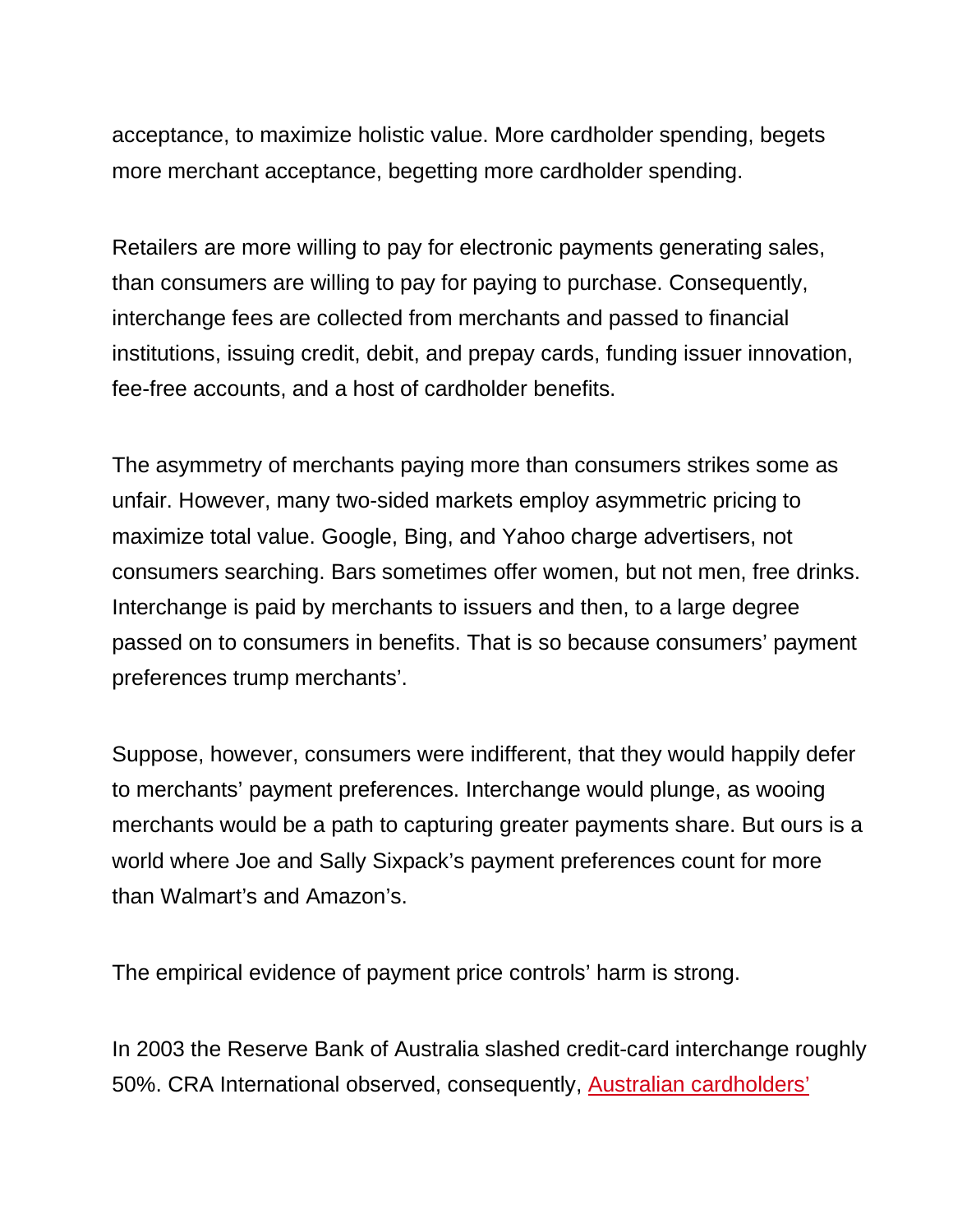acceptance, to maximize holistic value. More cardholder spending, begets more merchant acceptance, begetting more cardholder spending.

Retailers are more willing to pay for electronic payments generating sales, than consumers are willing to pay for paying to purchase. Consequently, interchange fees are collected from merchants and passed to financial institutions, issuing credit, debit, and prepay cards, funding issuer innovation, fee-free accounts, and a host of cardholder benefits.

The asymmetry of merchants paying more than consumers strikes some as unfair. However, many two-sided markets employ asymmetric pricing to maximize total value. Google, Bing, and Yahoo charge advertisers, not consumers searching. Bars sometimes offer women, but not men, free drinks. Interchange is paid by merchants to issuers and then, to a large degree passed on to consumers in benefits. That is so because consumers' payment preferences trump merchants'.

Suppose, however, consumers were indifferent, that they would happily defer to merchants' payment preferences. Interchange would plunge, as wooing merchants would be a path to capturing greater payments share. But ours is a world where Joe and Sally Sixpack's payment preferences count for more than Walmart's and Amazon's.

The empirical evidence of payment price controls' harm is strong.

In 2003 the Reserve Bank of Australia slashed credit-card interchange roughly 50%. CRA International observed, consequently, Australian cardholders'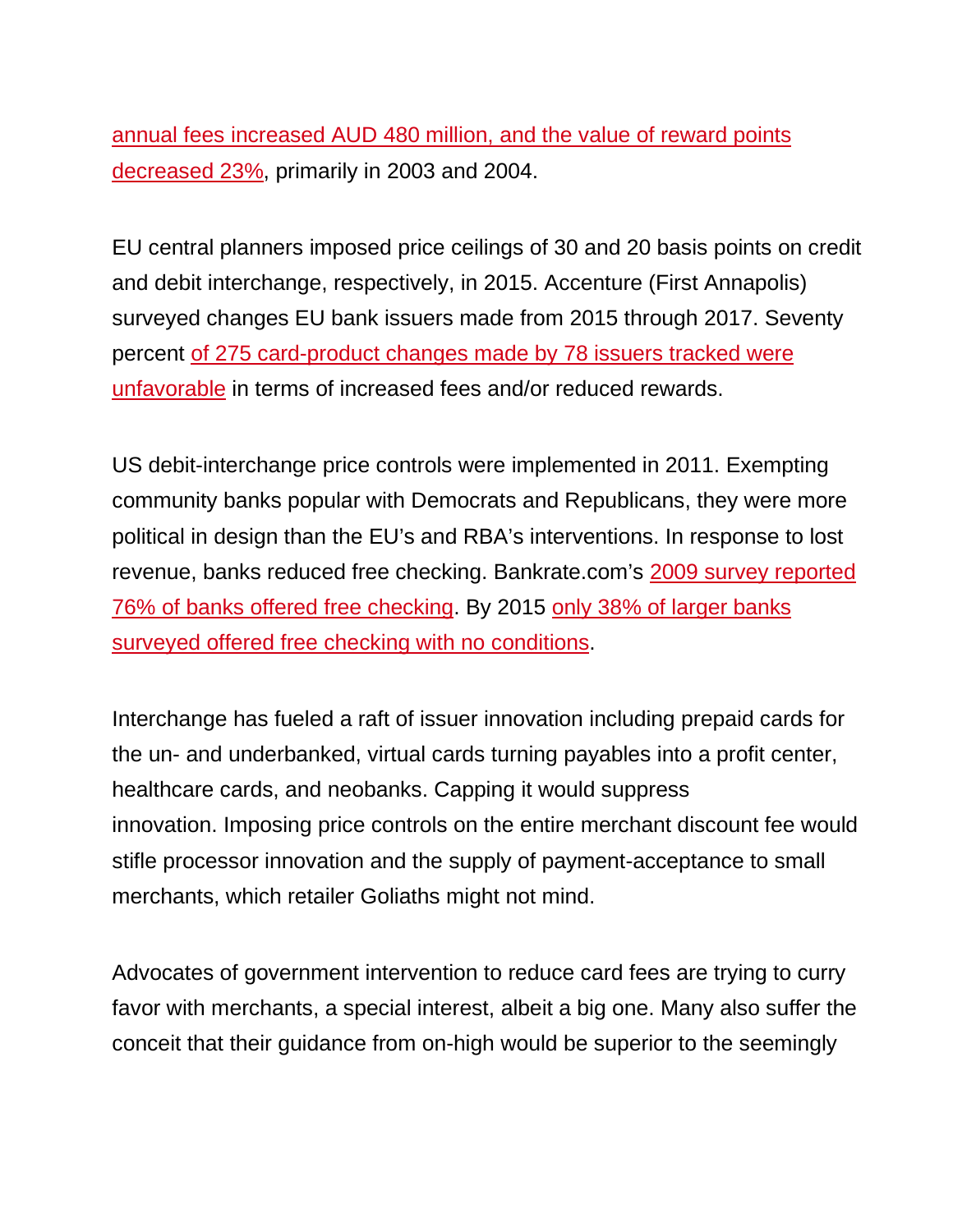annual fees increased AUD 480 million, and the value of reward points decreased 23%, primarily in 2003 and 2004.

EU central planners imposed price ceilings of 30 and 20 basis points on credit and debit interchange, respectively, in 2015. Accenture (First Annapolis) surveyed changes EU bank issuers made from 2015 through 2017. Seventy percent of 275 card-product changes made by 78 issuers tracked were unfavorable in terms of increased fees and/or reduced rewards.

US debit-interchange price controls were implemented in 2011. Exempting community banks popular with Democrats and Republicans, they were more political in design than the EU's and RBA's interventions. In response to lost revenue, banks reduced free checking. Bankrate.com's 2009 survey reported 76% of banks offered free checking. By 2015 only 38% of larger banks surveyed offered free checking with no conditions.

Interchange has fueled a raft of issuer innovation including prepaid cards for the un- and underbanked, virtual cards turning payables into a profit center, healthcare cards, and neobanks. Capping it would suppress innovation. Imposing price controls on the entire merchant discount fee would stifle processor innovation and the supply of payment-acceptance to small merchants, which retailer Goliaths might not mind.

Advocates of government intervention to reduce card fees are trying to curry favor with merchants, a special interest, albeit a big one. Many also suffer the conceit that their guidance from on-high would be superior to the seemingly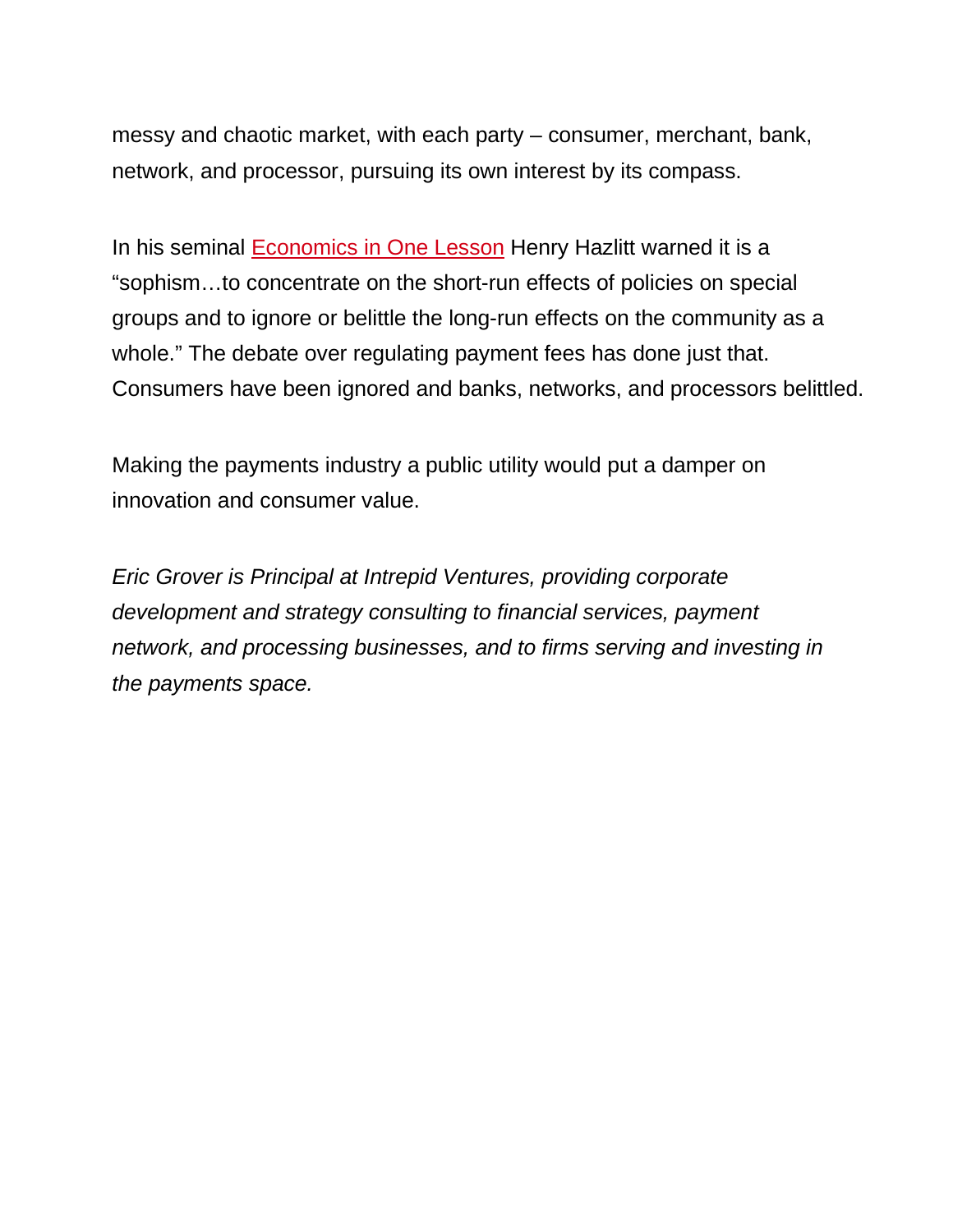messy and chaotic market, with each party – consumer, merchant, bank, network, and processor, pursuing its own interest by its compass.

In his seminal Economics in One Lesson Henry Hazlitt warned it is a "sophism…to concentrate on the short-run effects of policies on special groups and to ignore or belittle the long-run effects on the community as a whole." The debate over regulating payment fees has done just that. Consumers have been ignored and banks, networks, and processors belittled.

Making the payments industry a public utility would put a damper on innovation and consumer value.

*Eric Grover is Principal at Intrepid Ventures, providing corporate development and strategy consulting to financial services, payment network, and processing businesses, and to firms serving and investing in the payments space.*